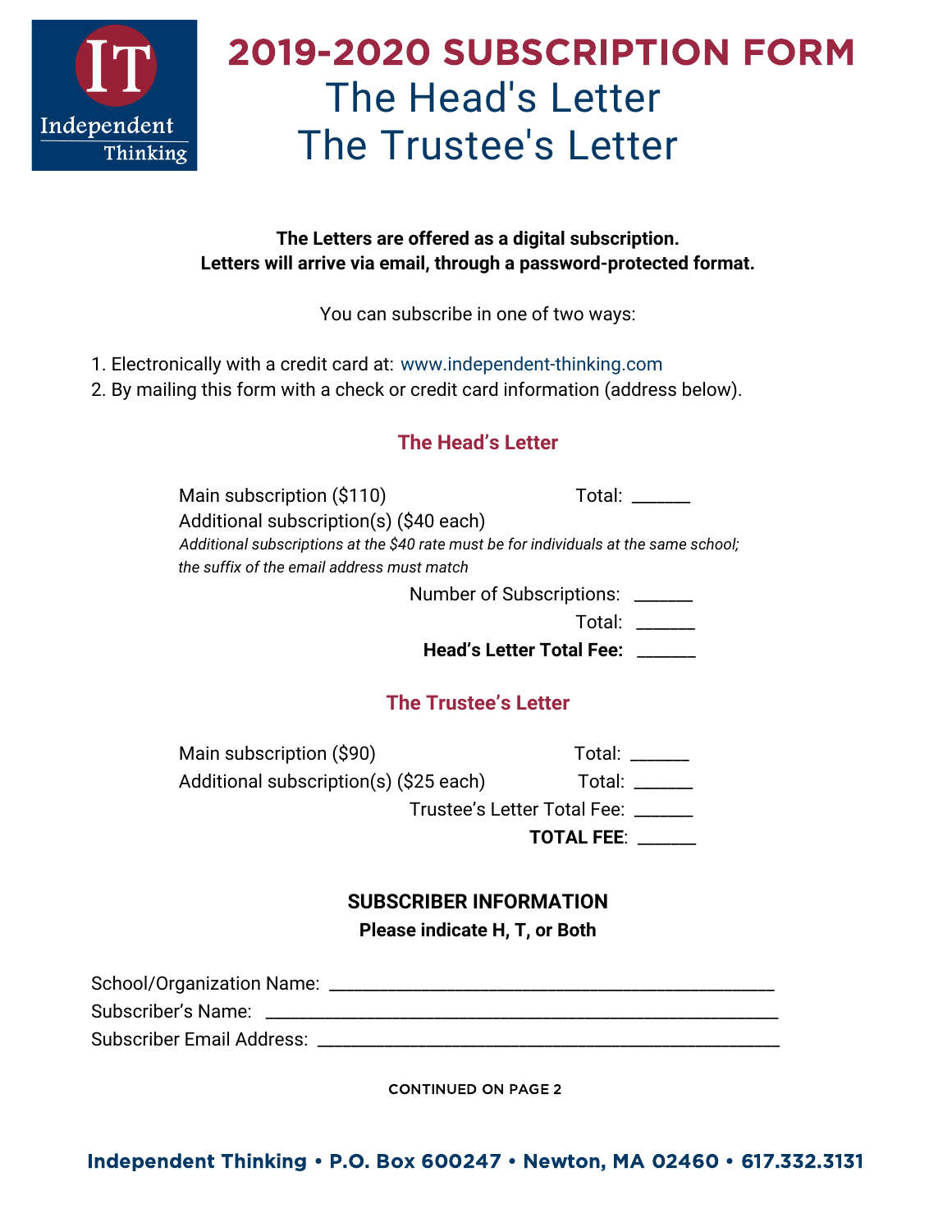# 2019-2020 SUBSCRIPTION FORM

## The Head's Letter

## The Trustee's Letter

**The Letters are offered as a digital subscription.**
**Letters will arrive via email, through a password-protected format.**

You can subscribe in one of two ways:

1. Electronically with a credit card at: www.independent-thinking.com
2. By mailing this form with a check or credit card information (address below).

### The Head's Letter

Main subscription ($110) Total: ______

Additional subscription(s) ($40 each)

*Additional subscriptions at the $40 rate must be for individuals at the same school; the suffix of the email address must match*

Number of Subscriptions: ______

Total: ______

**Head's Letter Total Fee:** ______

### The Trustee's Letter

Main subscription ($90) Total: ______

Additional subscription(s) ($25 each) Total: ______

Trustee's Letter Total Fee: ______

**TOTAL FEE**: ______

### SUBSCRIBER INFORMATION

**Please indicate H, T, or Both**

School/Organization Name: ______________________________________________

Subscriber's Name: ______________________________________________

Subscriber Email Address: ______________________________________________

CONTINUED ON PAGE 2

**Independent Thinking • P.O. Box 600247 • Newton, MA 02460 • 617.332.3131**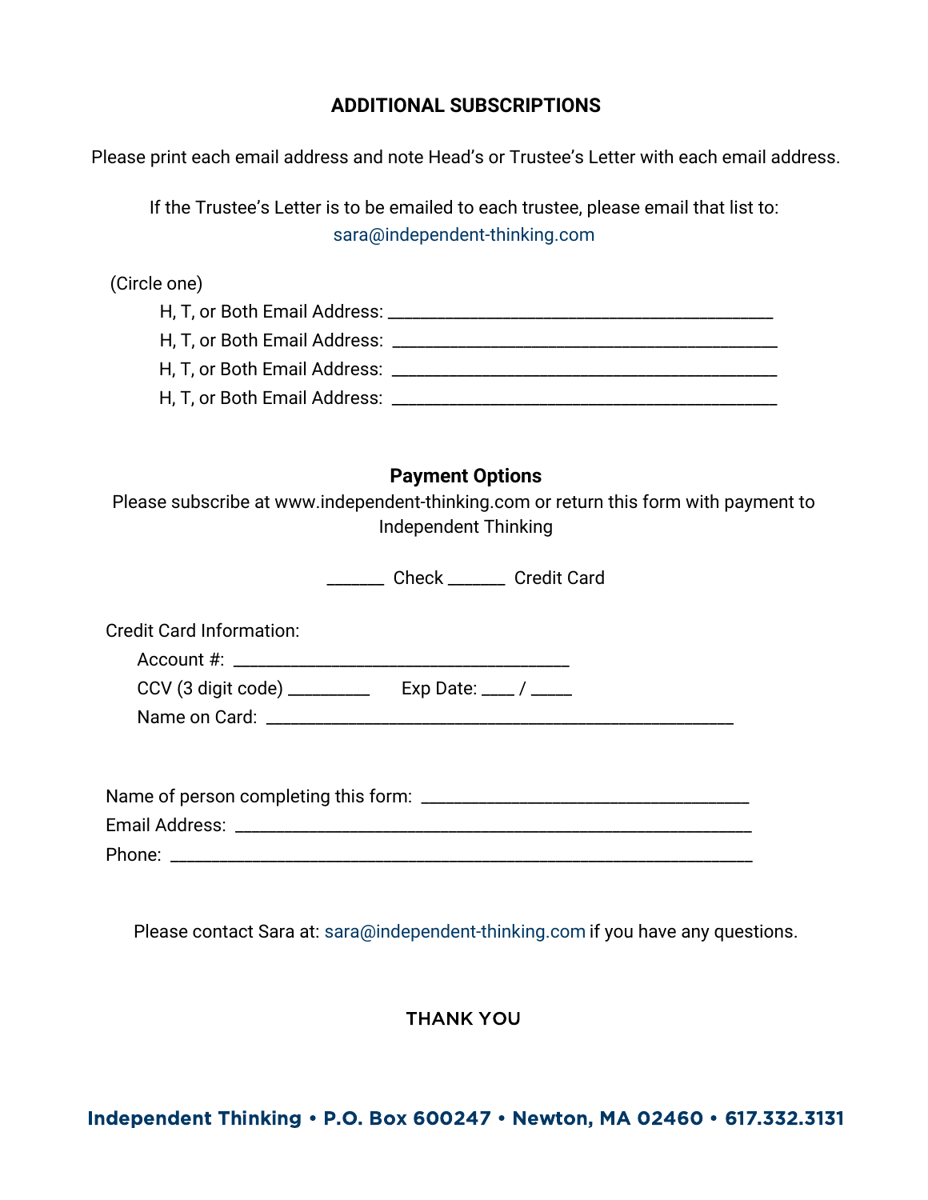## ADDITIONAL SUBSCRIPTIONS

Please print each email address and note Head's or Trustee's Letter with each email address.

If the Trustee's Letter is to be emailed to each trustee, please email that list to: sara@independent-thinking.com

(Circle one)

H, T, or Both Email Address: ___________________________________________

H, T, or Both Email Address: ___________________________________________

H, T, or Both Email Address: ___________________________________________

H, T, or Both Email Address: ___________________________________________

## Payment Options

Please subscribe at www.independent-thinking.com or return this form with payment to Independent Thinking

______ Check ______ Credit Card

Credit Card Information:

Account #: ______________________________________

CCV (3 digit code) _________ Exp Date: ____ / _____

Name on Card: _____________________________________________________

Name of person completing this form: _____________________________________

Email Address: ___________________________________________________________

Phone: __________________________________________________________________

Please contact Sara at: sara@independent-thinking.com if you have any questions.

THANK YOU

**Independent Thinking • P.O. Box 600247 • Newton, MA 02460 • 617.332.3131**